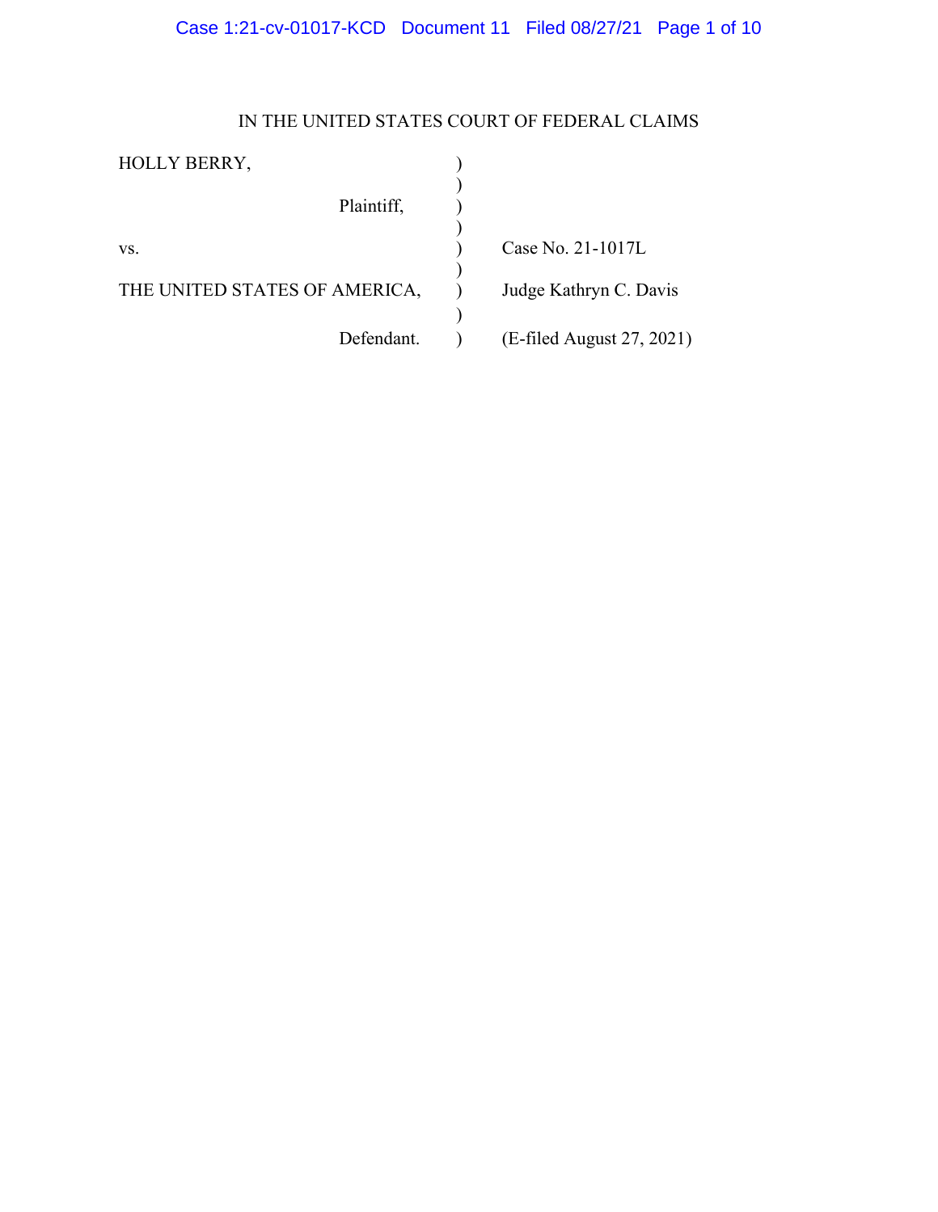IN THE UNITED STATES COURT OF FEDERAL CLAIMS

| | | |
|---|---|---|
| HOLLY BERRY, | ) | |
| | ) | |
| Plaintiff, | ) | |
| | ) | |
| vs. | ) | Case No. 21-1017L |
| | ) | |
| THE UNITED STATES OF AMERICA, | ) | Judge Kathryn C. Davis |
| | ) | |
| Defendant. | ) | (E-filed August 27, 2021) |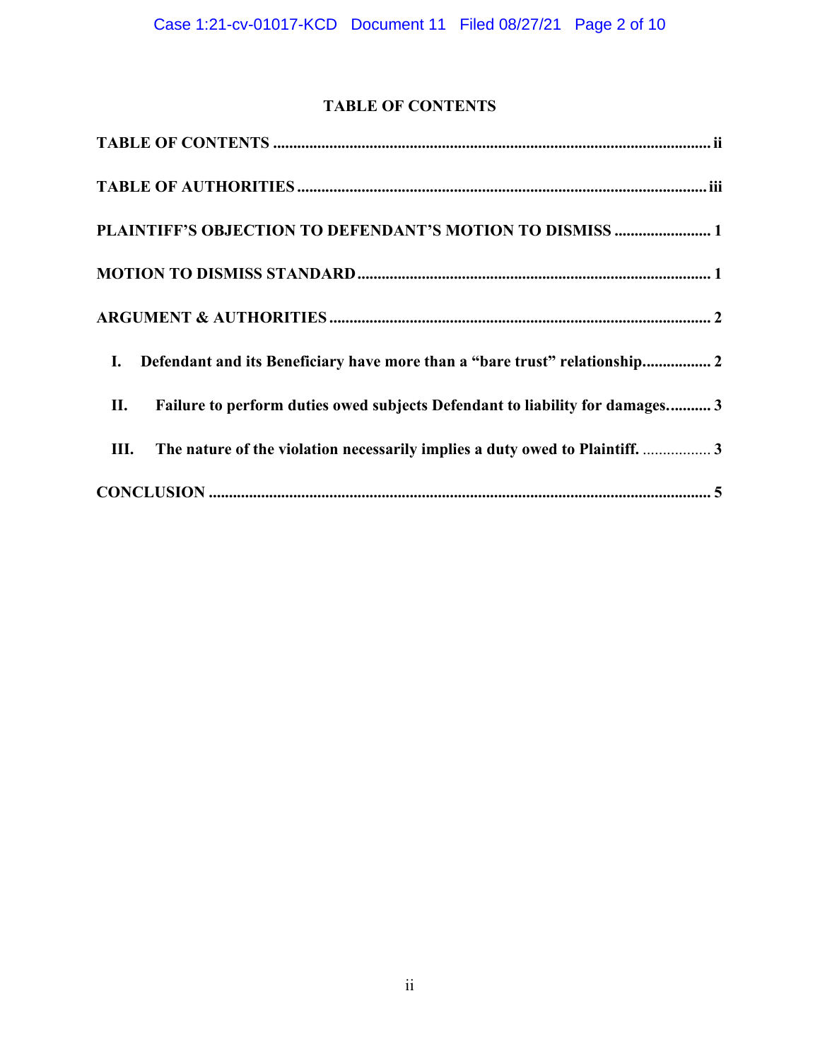## TABLE OF CONTENTS

**TABLE OF CONTENTS** ............................................................................................................ ii

**TABLE OF AUTHORITIES** ..................................................................................................... iii

**PLAINTIFF'S OBJECTION TO DEFENDANT'S MOTION TO DISMISS** ........................ 1

**MOTION TO DISMISS STANDARD** ....................................................................................... 1

**ARGUMENT & AUTHORITIES** ............................................................................................. 2

**I. Defendant and its Beneficiary have more than a "bare trust" relationship** ................ 2

**II. Failure to perform duties owed subjects Defendant to liability for damages.** .......... 3

**III. The nature of the violation necessarily implies a duty owed to Plaintiff.** ................. 3

**CONCLUSION** ........................................................................................................................... 5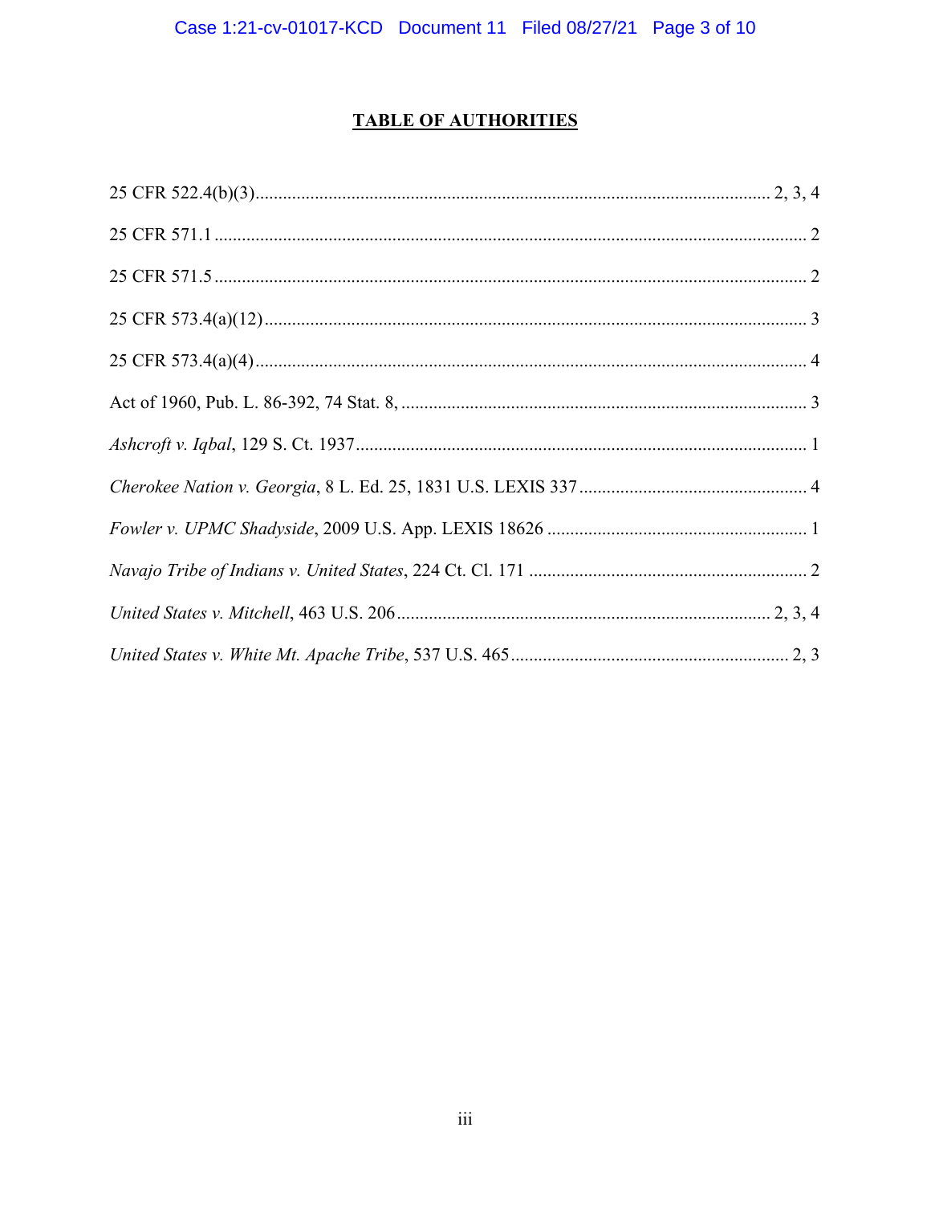# TABLE OF AUTHORITIES

25 CFR 522.4(b)(3)............................................................................................................... 2, 3, 4

25 CFR 571.1 ................................................................................................................................. 2

25 CFR 571.5 ................................................................................................................................. 2

25 CFR 573.4(a)(12) ...................................................................................................................... 3

25 CFR 573.4(a)(4) ........................................................................................................................ 4

Act of 1960, Pub. L. 86-392, 74 Stat. 8, ......................................................................................... 3

*Ashcroft v. Iqbal*, 129 S. Ct. 1937 .................................................................................................. 1

*Cherokee Nation v. Georgia*, 8 L. Ed. 25, 1831 U.S. LEXIS 337 .................................................. 4

*Fowler v. UPMC Shadyside*, 2009 U.S. App. LEXIS 18626 ........................................................ 1

*Navajo Tribe of Indians v. United States*, 224 Ct. Cl. 171 ............................................................ 2

*United States v. Mitchell*, 463 U.S. 206 ................................................................................. 2, 3, 4

*United States v. White Mt. Apache Tribe*, 537 U.S. 465 ............................................................ 2, 3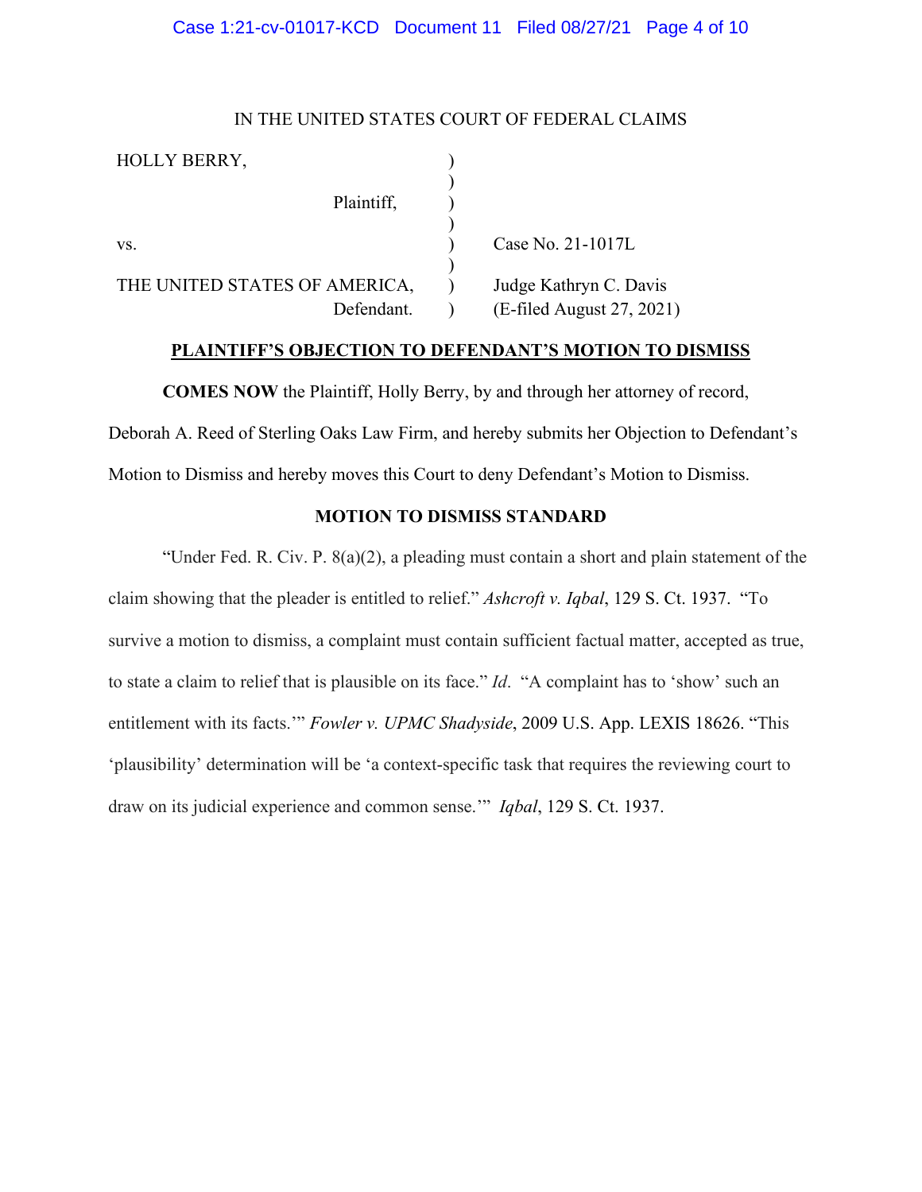IN THE UNITED STATES COURT OF FEDERAL CLAIMS

| | | |
|---|---|---|
| HOLLY BERRY, | ) | |
| | ) | |
| Plaintiff, | ) | |
| | ) | |
| vs. | ) | Case No. 21-1017L |
| | ) | |
| THE UNITED STATES OF AMERICA, | ) | Judge Kathryn C. Davis |
| Defendant. | ) | (E-filed August 27, 2021) |

**PLAINTIFF'S OBJECTION TO DEFENDANT'S MOTION TO DISMISS**

**COMES NOW** the Plaintiff, Holly Berry, by and through her attorney of record, Deborah A. Reed of Sterling Oaks Law Firm, and hereby submits her Objection to Defendant's Motion to Dismiss and hereby moves this Court to deny Defendant's Motion to Dismiss.

**MOTION TO DISMISS STANDARD**

"Under Fed. R. Civ. P. 8(a)(2), a pleading must contain a short and plain statement of the claim showing that the pleader is entitled to relief." *Ashcroft v. Iqbal*, 129 S. Ct. 1937. "To survive a motion to dismiss, a complaint must contain sufficient factual matter, accepted as true, to state a claim to relief that is plausible on its face." *Id*. "A complaint has to 'show' such an entitlement with its facts.'" *Fowler v. UPMC Shadyside*, 2009 U.S. App. LEXIS 18626. "This 'plausibility' determination will be 'a context-specific task that requires the reviewing court to draw on its judicial experience and common sense.'" *Iqbal*, 129 S. Ct. 1937.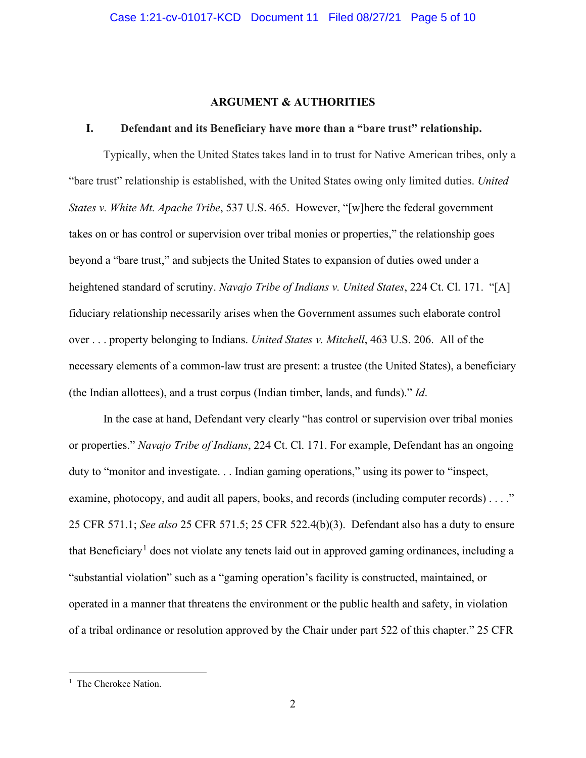## ARGUMENT & AUTHORITIES

### I. Defendant and its Beneficiary have more than a "bare trust" relationship.

Typically, when the United States takes land in to trust for Native American tribes, only a "bare trust" relationship is established, with the United States owing only limited duties. *United States v. White Mt. Apache Tribe*, 537 U.S. 465. However, "[w]here the federal government takes on or has control or supervision over tribal monies or properties," the relationship goes beyond a "bare trust," and subjects the United States to expansion of duties owed under a heightened standard of scrutiny. *Navajo Tribe of Indians v. United States*, 224 Ct. Cl. 171. "[A] fiduciary relationship necessarily arises when the Government assumes such elaborate control over . . . property belonging to Indians. *United States v. Mitchell*, 463 U.S. 206. All of the necessary elements of a common-law trust are present: a trustee (the United States), a beneficiary (the Indian allottees), and a trust corpus (Indian timber, lands, and funds)." *Id*.

In the case at hand, Defendant very clearly "has control or supervision over tribal monies or properties." *Navajo Tribe of Indians*, 224 Ct. Cl. 171. For example, Defendant has an ongoing duty to "monitor and investigate. . . Indian gaming operations," using its power to "inspect, examine, photocopy, and audit all papers, books, and records (including computer records) . . . ." 25 CFR 571.1; *See also* 25 CFR 571.5; 25 CFR 522.4(b)(3). Defendant also has a duty to ensure that Beneficiary[1] does not violate any tenets laid out in approved gaming ordinances, including a "substantial violation" such as a "gaming operation's facility is constructed, maintained, or operated in a manner that threatens the environment or the public health and safety, in violation of a tribal ordinance or resolution approved by the Chair under part 522 of this chapter." 25 CFR

[1] The Cherokee Nation.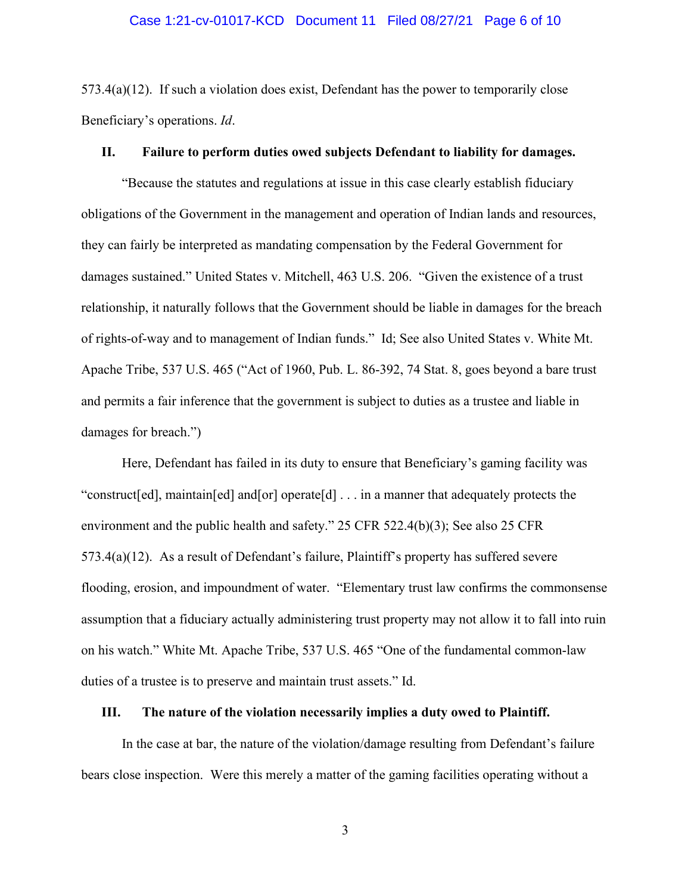573.4(a)(12). If such a violation does exist, Defendant has the power to temporarily close Beneficiary's operations. *Id*.

## II. Failure to perform duties owed subjects Defendant to liability for damages.

"Because the statutes and regulations at issue in this case clearly establish fiduciary obligations of the Government in the management and operation of Indian lands and resources, they can fairly be interpreted as mandating compensation by the Federal Government for damages sustained." United States v. Mitchell, 463 U.S. 206. "Given the existence of a trust relationship, it naturally follows that the Government should be liable in damages for the breach of rights-of-way and to management of Indian funds." Id; See also United States v. White Mt. Apache Tribe, 537 U.S. 465 ("Act of 1960, Pub. L. 86-392, 74 Stat. 8, goes beyond a bare trust and permits a fair inference that the government is subject to duties as a trustee and liable in damages for breach.")

Here, Defendant has failed in its duty to ensure that Beneficiary's gaming facility was "construct[ed], maintain[ed] and[or] operate[d] . . . in a manner that adequately protects the environment and the public health and safety." 25 CFR 522.4(b)(3); See also 25 CFR 573.4(a)(12). As a result of Defendant's failure, Plaintiff's property has suffered severe flooding, erosion, and impoundment of water. "Elementary trust law confirms the commonsense assumption that a fiduciary actually administering trust property may not allow it to fall into ruin on his watch." White Mt. Apache Tribe, 537 U.S. 465 "One of the fundamental common-law duties of a trustee is to preserve and maintain trust assets." Id.

## III. The nature of the violation necessarily implies a duty owed to Plaintiff.

In the case at bar, the nature of the violation/damage resulting from Defendant's failure bears close inspection. Were this merely a matter of the gaming facilities operating without a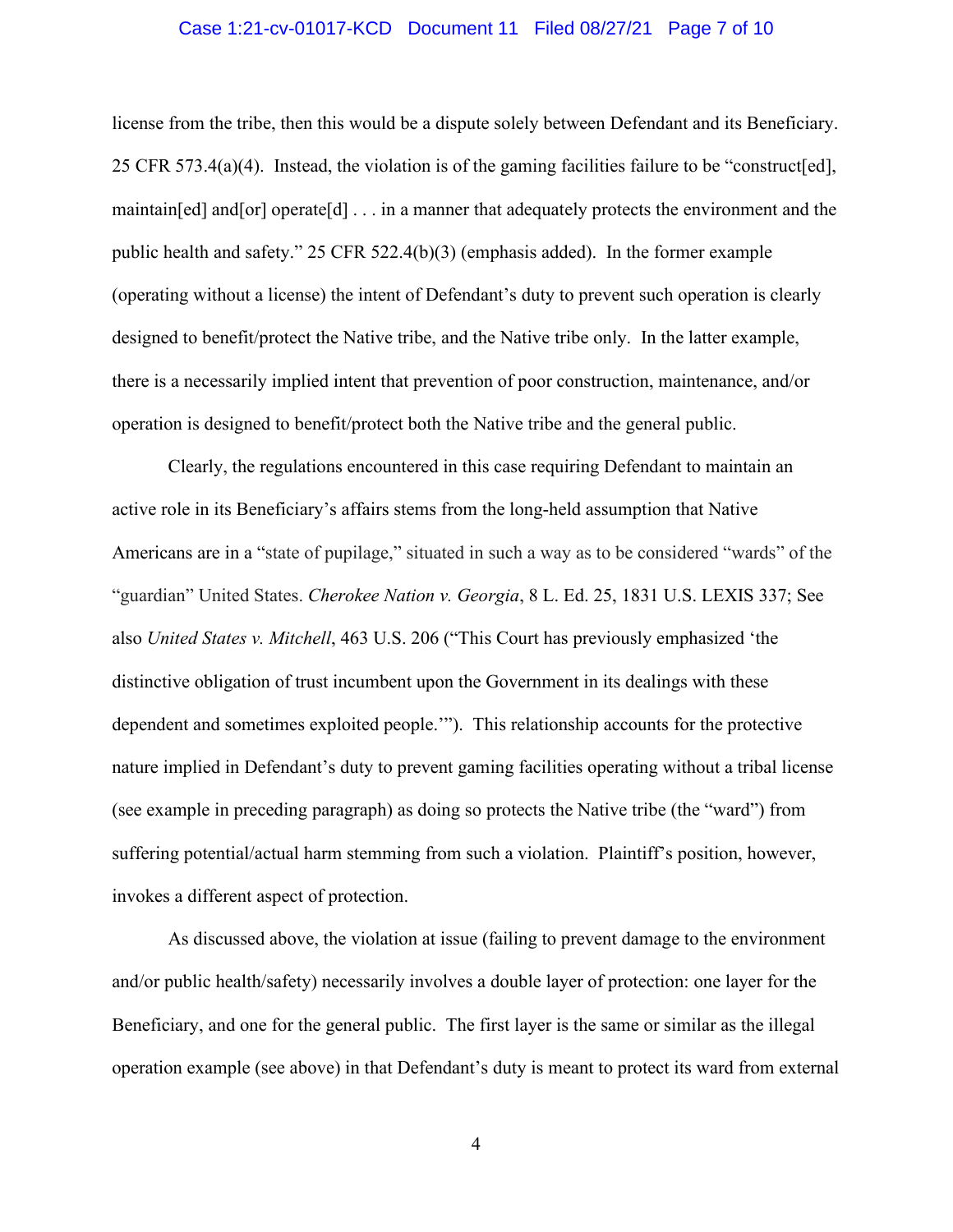license from the tribe, then this would be a dispute solely between Defendant and its Beneficiary. 25 CFR 573.4(a)(4). Instead, the violation is of the gaming facilities failure to be "construct[ed], maintain[ed] and[or] operate[d] . . . in a manner that adequately protects the environment and the public health and safety." 25 CFR 522.4(b)(3) (emphasis added). In the former example (operating without a license) the intent of Defendant's duty to prevent such operation is clearly designed to benefit/protect the Native tribe, and the Native tribe only. In the latter example, there is a necessarily implied intent that prevention of poor construction, maintenance, and/or operation is designed to benefit/protect both the Native tribe and the general public.

Clearly, the regulations encountered in this case requiring Defendant to maintain an active role in its Beneficiary's affairs stems from the long-held assumption that Native Americans are in a "state of pupilage," situated in such a way as to be considered "wards" of the "guardian" United States. *Cherokee Nation v. Georgia*, 8 L. Ed. 25, 1831 U.S. LEXIS 337; See also *United States v. Mitchell*, 463 U.S. 206 ("This Court has previously emphasized 'the distinctive obligation of trust incumbent upon the Government in its dealings with these dependent and sometimes exploited people.'"). This relationship accounts for the protective nature implied in Defendant's duty to prevent gaming facilities operating without a tribal license (see example in preceding paragraph) as doing so protects the Native tribe (the "ward") from suffering potential/actual harm stemming from such a violation. Plaintiff's position, however, invokes a different aspect of protection.

As discussed above, the violation at issue (failing to prevent damage to the environment and/or public health/safety) necessarily involves a double layer of protection: one layer for the Beneficiary, and one for the general public. The first layer is the same or similar as the illegal operation example (see above) in that Defendant's duty is meant to protect its ward from external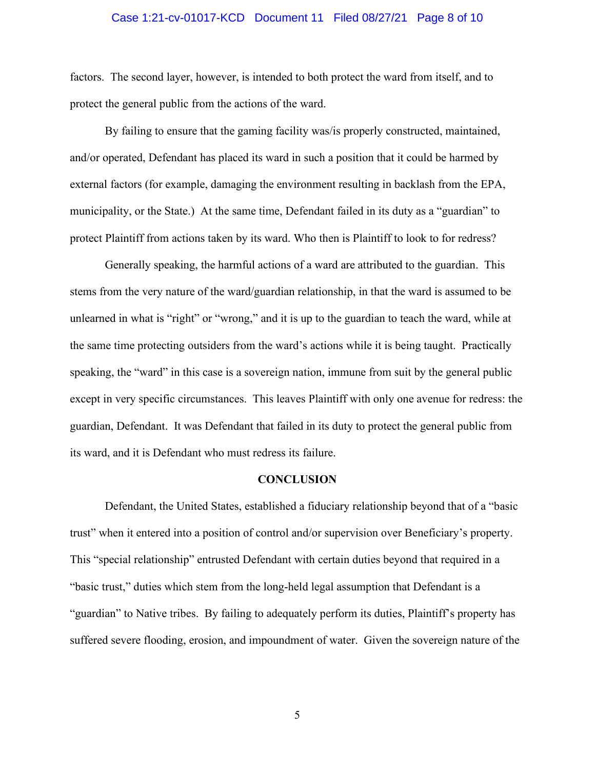factors. The second layer, however, is intended to both protect the ward from itself, and to protect the general public from the actions of the ward.

By failing to ensure that the gaming facility was/is properly constructed, maintained, and/or operated, Defendant has placed its ward in such a position that it could be harmed by external factors (for example, damaging the environment resulting in backlash from the EPA, municipality, or the State.) At the same time, Defendant failed in its duty as a "guardian" to protect Plaintiff from actions taken by its ward. Who then is Plaintiff to look to for redress?

Generally speaking, the harmful actions of a ward are attributed to the guardian. This stems from the very nature of the ward/guardian relationship, in that the ward is assumed to be unlearned in what is "right" or "wrong," and it is up to the guardian to teach the ward, while at the same time protecting outsiders from the ward's actions while it is being taught. Practically speaking, the "ward" in this case is a sovereign nation, immune from suit by the general public except in very specific circumstances. This leaves Plaintiff with only one avenue for redress: the guardian, Defendant. It was Defendant that failed in its duty to protect the general public from its ward, and it is Defendant who must redress its failure.

## CONCLUSION

Defendant, the United States, established a fiduciary relationship beyond that of a "basic trust" when it entered into a position of control and/or supervision over Beneficiary's property. This "special relationship" entrusted Defendant with certain duties beyond that required in a "basic trust," duties which stem from the long-held legal assumption that Defendant is a "guardian" to Native tribes. By failing to adequately perform its duties, Plaintiff's property has suffered severe flooding, erosion, and impoundment of water. Given the sovereign nature of the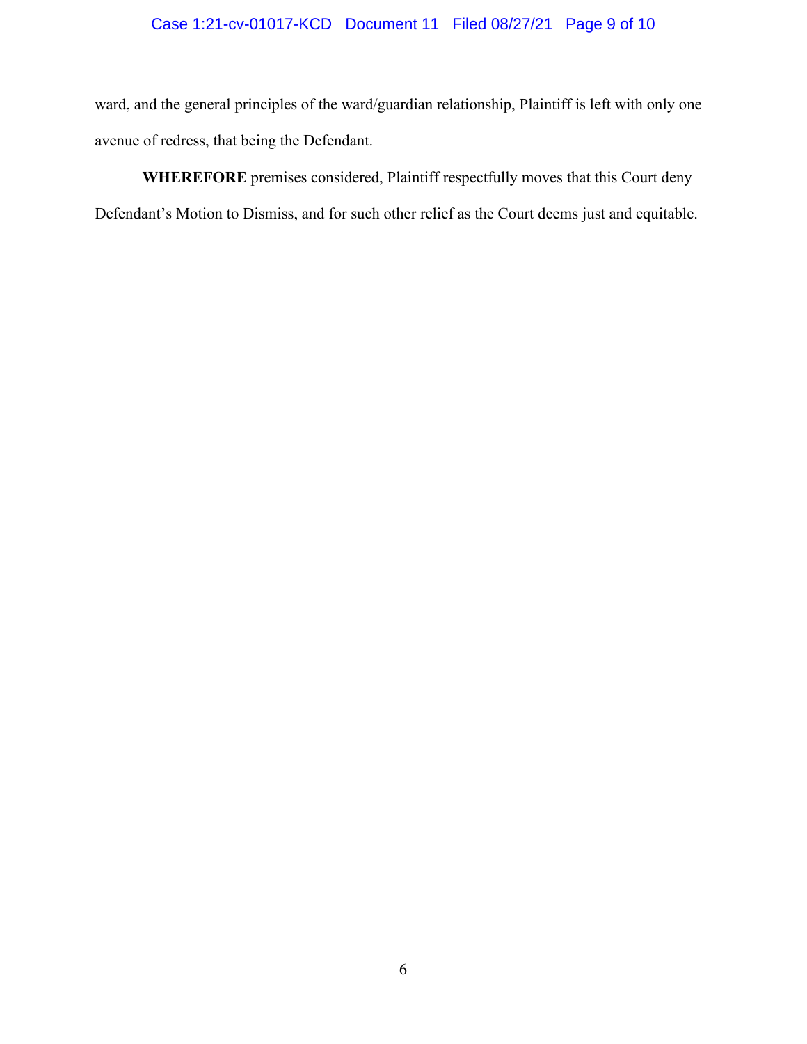ward, and the general principles of the ward/guardian relationship, Plaintiff is left with only one avenue of redress, that being the Defendant.

**WHEREFORE** premises considered, Plaintiff respectfully moves that this Court deny Defendant's Motion to Dismiss, and for such other relief as the Court deems just and equitable.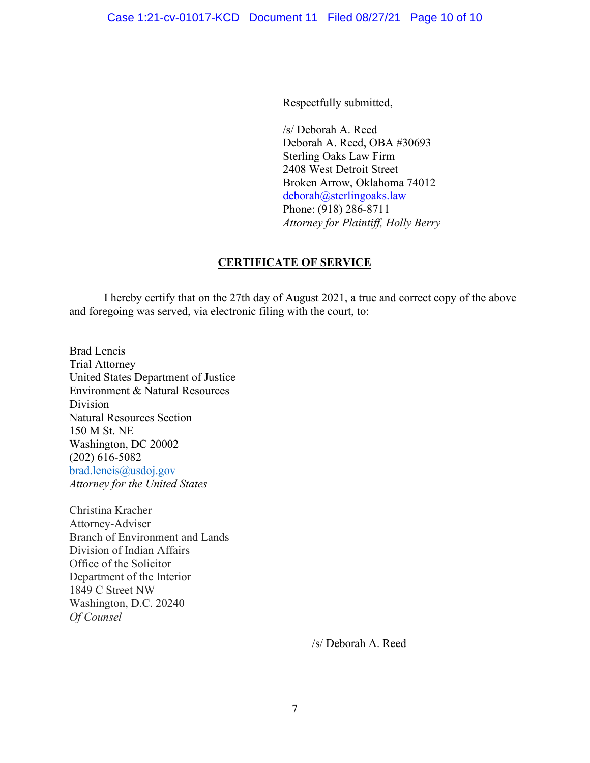Respectfully submitted,

/s/ Deborah A. Reed
Deborah A. Reed, OBA #30693
Sterling Oaks Law Firm
2408 West Detroit Street
Broken Arrow, Oklahoma 74012
deborah@sterlingoaks.law
Phone: (918) 286-8711
*Attorney for Plaintiff, Holly Berry*

## CERTIFICATE OF SERVICE

I hereby certify that on the 27th day of August 2021, a true and correct copy of the above and foregoing was served, via electronic filing with the court, to:

Brad Leneis
Trial Attorney
United States Department of Justice
Environment & Natural Resources
Division
Natural Resources Section
150 M St. NE
Washington, DC 20002
(202) 616-5082
brad.leneis@usdoj.gov
*Attorney for the United States*

Christina Kracher
Attorney-Adviser
Branch of Environment and Lands
Division of Indian Affairs
Office of the Solicitor
Department of the Interior
1849 C Street NW
Washington, D.C. 20240
*Of Counsel*

/s/ Deborah A. Reed